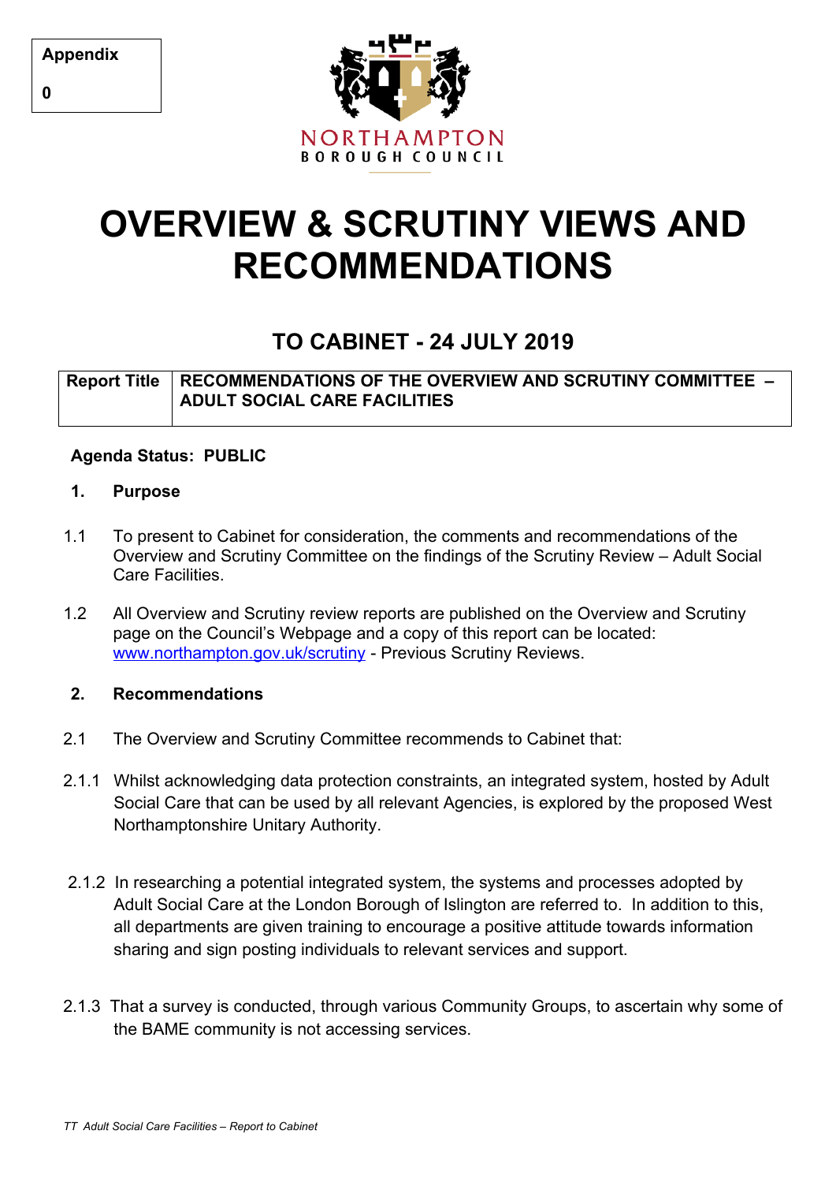| Appendix |
|---|
| 0 |

NORTHAMPTON
BOROUGH COUNCIL

# OVERVIEW & SCRUTINY VIEWS AND RECOMMENDATIONS

## TO CABINET - 24 JULY 2019

| Report Title | RECOMMENDATIONS OF THE OVERVIEW AND SCRUTINY COMMITTEE – ADULT SOCIAL CARE FACILITIES |
|---|---|

**Agenda Status: PUBLIC**

### 1. Purpose

1.1 To present to Cabinet for consideration, the comments and recommendations of the Overview and Scrutiny Committee on the findings of the Scrutiny Review – Adult Social Care Facilities.

1.2 All Overview and Scrutiny review reports are published on the Overview and Scrutiny page on the Council's Webpage and a copy of this report can be located: www.northampton.gov.uk/scrutiny - Previous Scrutiny Reviews.

### 2. Recommendations

2.1 The Overview and Scrutiny Committee recommends to Cabinet that:

2.1.1 Whilst acknowledging data protection constraints, an integrated system, hosted by Adult Social Care that can be used by all relevant Agencies, is explored by the proposed West Northamptonshire Unitary Authority.

2.1.2 In researching a potential integrated system, the systems and processes adopted by Adult Social Care at the London Borough of Islington are referred to. In addition to this, all departments are given training to encourage a positive attitude towards information sharing and sign posting individuals to relevant services and support.

2.1.3 That a survey is conducted, through various Community Groups, to ascertain why some of the BAME community is not accessing services.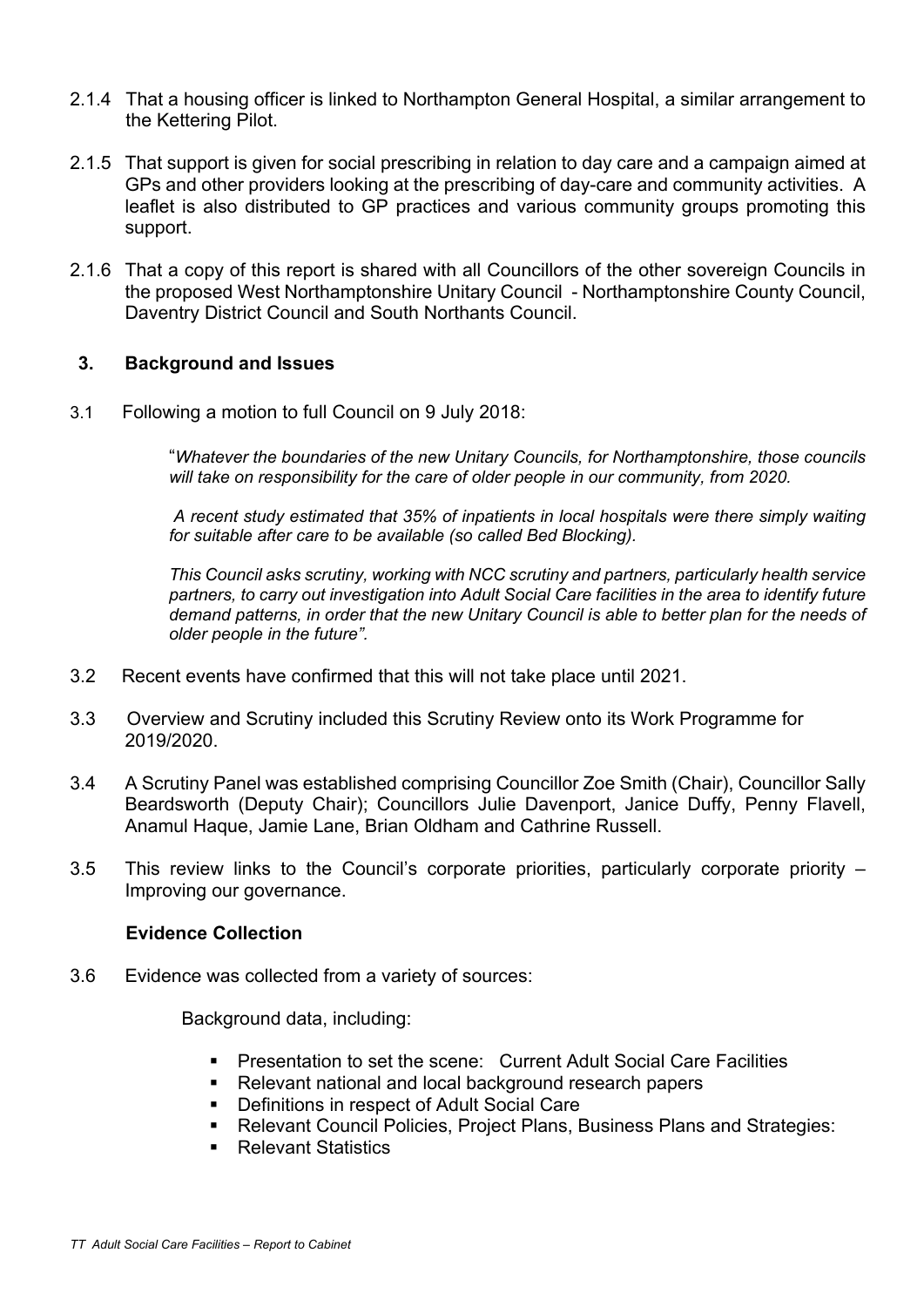2.1.4 That a housing officer is linked to Northampton General Hospital, a similar arrangement to the Kettering Pilot.

2.1.5 That support is given for social prescribing in relation to day care and a campaign aimed at GPs and other providers looking at the prescribing of day-care and community activities. A leaflet is also distributed to GP practices and various community groups promoting this support.

2.1.6 That a copy of this report is shared with all Councillors of the other sovereign Councils in the proposed West Northamptonshire Unitary Council - Northamptonshire County Council, Daventry District Council and South Northants Council.

## 3. Background and Issues

3.1 Following a motion to full Council on 9 July 2018:

> "*Whatever the boundaries of the new Unitary Councils, for Northamptonshire, those councils will take on responsibility for the care of older people in our community, from 2020.*
>
> *A recent study estimated that 35% of inpatients in local hospitals were there simply waiting for suitable after care to be available (so called Bed Blocking).*
>
> *This Council asks scrutiny, working with NCC scrutiny and partners, particularly health service partners, to carry out investigation into Adult Social Care facilities in the area to identify future demand patterns, in order that the new Unitary Council is able to better plan for the needs of older people in the future".*

3.2 Recent events have confirmed that this will not take place until 2021.

3.3 Overview and Scrutiny included this Scrutiny Review onto its Work Programme for 2019/2020.

3.4 A Scrutiny Panel was established comprising Councillor Zoe Smith (Chair), Councillor Sally Beardsworth (Deputy Chair); Councillors Julie Davenport, Janice Duffy, Penny Flavell, Anamul Haque, Jamie Lane, Brian Oldham and Cathrine Russell.

3.5 This review links to the Council's corporate priorities, particularly corporate priority – Improving our governance.

### Evidence Collection

3.6 Evidence was collected from a variety of sources:

Background data, including:

- Presentation to set the scene: Current Adult Social Care Facilities
- Relevant national and local background research papers
- Definitions in respect of Adult Social Care
- Relevant Council Policies, Project Plans, Business Plans and Strategies:
- Relevant Statistics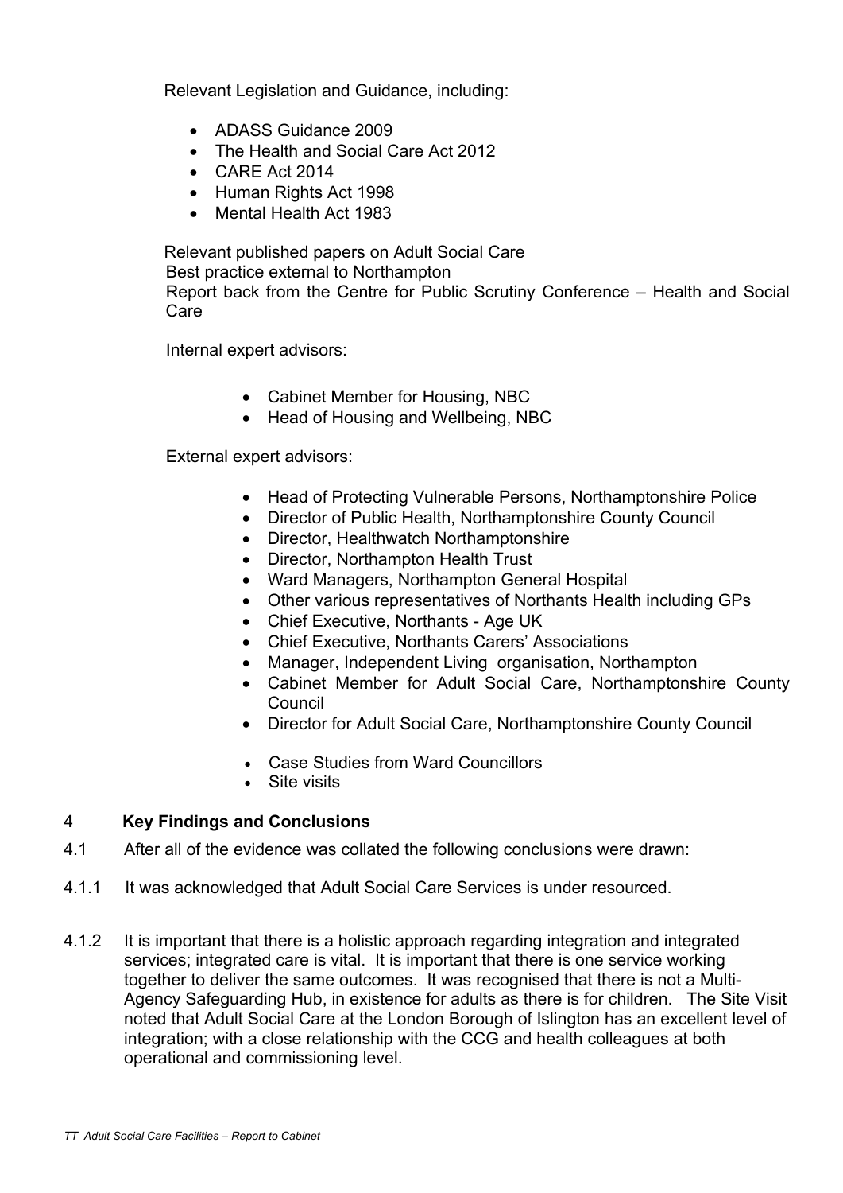Relevant Legislation and Guidance, including:

- ADASS Guidance 2009
- The Health and Social Care Act 2012
- CARE Act 2014
- Human Rights Act 1998
- Mental Health Act 1983

Relevant published papers on Adult Social Care
Best practice external to Northampton
Report back from the Centre for Public Scrutiny Conference – Health and Social Care

Internal expert advisors:

- Cabinet Member for Housing, NBC
- Head of Housing and Wellbeing, NBC

External expert advisors:

- Head of Protecting Vulnerable Persons, Northamptonshire Police
- Director of Public Health, Northamptonshire County Council
- Director, Healthwatch Northamptonshire
- Director, Northampton Health Trust
- Ward Managers, Northampton General Hospital
- Other various representatives of Northants Health including GPs
- Chief Executive, Northants - Age UK
- Chief Executive, Northants Carers' Associations
- Manager, Independent Living organisation, Northampton
- Cabinet Member for Adult Social Care, Northamptonshire County Council
- Director for Adult Social Care, Northamptonshire County Council

- Case Studies from Ward Councillors
- Site visits

## 4 Key Findings and Conclusions

4.1 After all of the evidence was collated the following conclusions were drawn:

4.1.1 It was acknowledged that Adult Social Care Services is under resourced.

4.1.2 It is important that there is a holistic approach regarding integration and integrated services; integrated care is vital. It is important that there is one service working together to deliver the same outcomes. It was recognised that there is not a Multi-Agency Safeguarding Hub, in existence for adults as there is for children. The Site Visit noted that Adult Social Care at the London Borough of Islington has an excellent level of integration; with a close relationship with the CCG and health colleagues at both operational and commissioning level.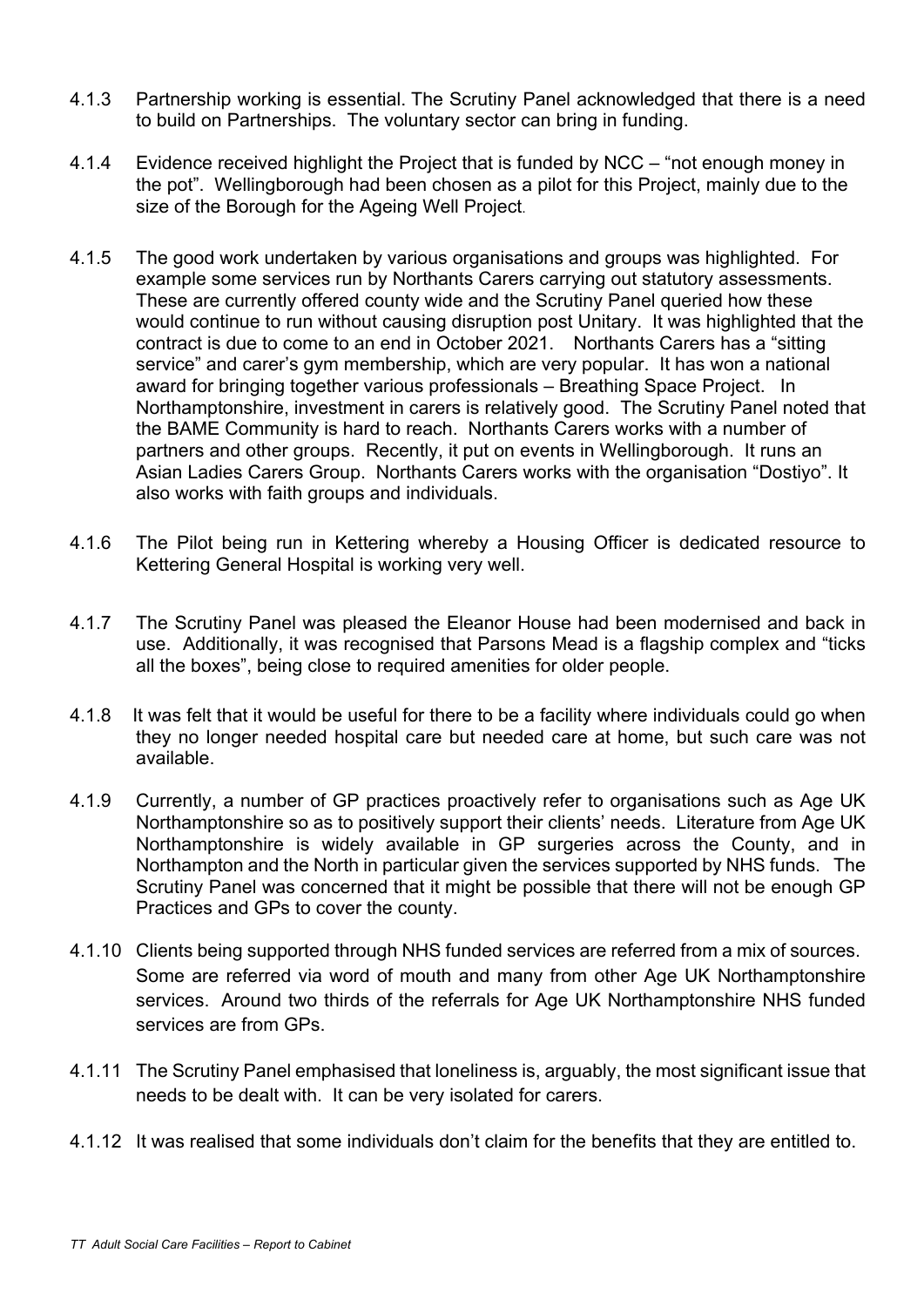4.1.3 Partnership working is essential. The Scrutiny Panel acknowledged that there is a need to build on Partnerships. The voluntary sector can bring in funding.

4.1.4 Evidence received highlight the Project that is funded by NCC – "not enough money in the pot". Wellingborough had been chosen as a pilot for this Project, mainly due to the size of the Borough for the Ageing Well Project.

4.1.5 The good work undertaken by various organisations and groups was highlighted. For example some services run by Northants Carers carrying out statutory assessments. These are currently offered county wide and the Scrutiny Panel queried how these would continue to run without causing disruption post Unitary. It was highlighted that the contract is due to come to an end in October 2021. Northants Carers has a "sitting service" and carer's gym membership, which are very popular. It has won a national award for bringing together various professionals – Breathing Space Project. In Northamptonshire, investment in carers is relatively good. The Scrutiny Panel noted that the BAME Community is hard to reach. Northants Carers works with a number of partners and other groups. Recently, it put on events in Wellingborough. It runs an Asian Ladies Carers Group. Northants Carers works with the organisation "Dostiyo". It also works with faith groups and individuals.

4.1.6 The Pilot being run in Kettering whereby a Housing Officer is dedicated resource to Kettering General Hospital is working very well.

4.1.7 The Scrutiny Panel was pleased the Eleanor House had been modernised and back in use. Additionally, it was recognised that Parsons Mead is a flagship complex and "ticks all the boxes", being close to required amenities for older people.

4.1.8 It was felt that it would be useful for there to be a facility where individuals could go when they no longer needed hospital care but needed care at home, but such care was not available.

4.1.9 Currently, a number of GP practices proactively refer to organisations such as Age UK Northamptonshire so as to positively support their clients' needs. Literature from Age UK Northamptonshire is widely available in GP surgeries across the County, and in Northampton and the North in particular given the services supported by NHS funds. The Scrutiny Panel was concerned that it might be possible that there will not be enough GP Practices and GPs to cover the county.

4.1.10 Clients being supported through NHS funded services are referred from a mix of sources. Some are referred via word of mouth and many from other Age UK Northamptonshire services. Around two thirds of the referrals for Age UK Northamptonshire NHS funded services are from GPs.

4.1.11 The Scrutiny Panel emphasised that loneliness is, arguably, the most significant issue that needs to be dealt with. It can be very isolated for carers.

4.1.12 It was realised that some individuals don't claim for the benefits that they are entitled to.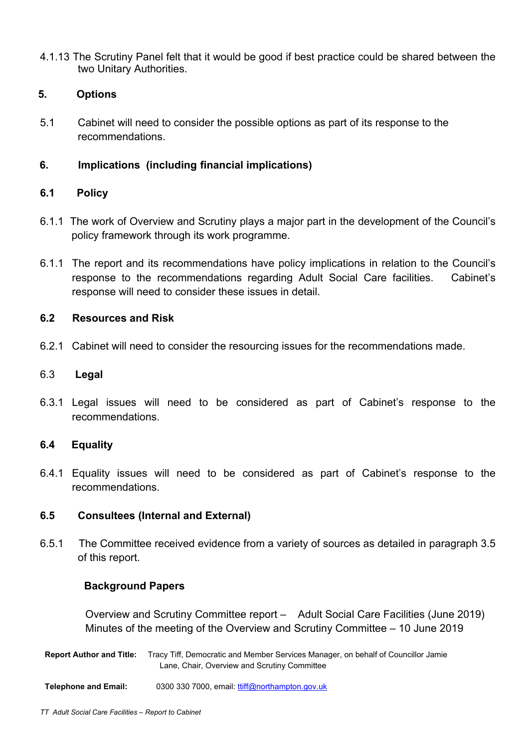4.1.13 The Scrutiny Panel felt that it would be good if best practice could be shared between the two Unitary Authorities.

## 5. Options

5.1 Cabinet will need to consider the possible options as part of its response to the recommendations.

## 6. Implications (including financial implications)

### 6.1 Policy

6.1.1 The work of Overview and Scrutiny plays a major part in the development of the Council's policy framework through its work programme.

6.1.1 The report and its recommendations have policy implications in relation to the Council's response to the recommendations regarding Adult Social Care facilities. Cabinet's response will need to consider these issues in detail.

### 6.2 Resources and Risk

6.2.1 Cabinet will need to consider the resourcing issues for the recommendations made.

### 6.3 Legal

6.3.1 Legal issues will need to be considered as part of Cabinet's response to the recommendations.

### 6.4 Equality

6.4.1 Equality issues will need to be considered as part of Cabinet's response to the recommendations.

### 6.5 Consultees (Internal and External)

6.5.1 The Committee received evidence from a variety of sources as detailed in paragraph 3.5 of this report.

**Background Papers**

Overview and Scrutiny Committee report – Adult Social Care Facilities (June 2019)
Minutes of the meeting of the Overview and Scrutiny Committee – 10 June 2019

**Report Author and Title:** Tracy Tiff, Democratic and Member Services Manager, on behalf of Councillor Jamie Lane, Chair, Overview and Scrutiny Committee

**Telephone and Email:** 0300 330 7000, email: ttiff@northampton.gov.uk

*TT Adult Social Care Facilities – Report to Cabinet*